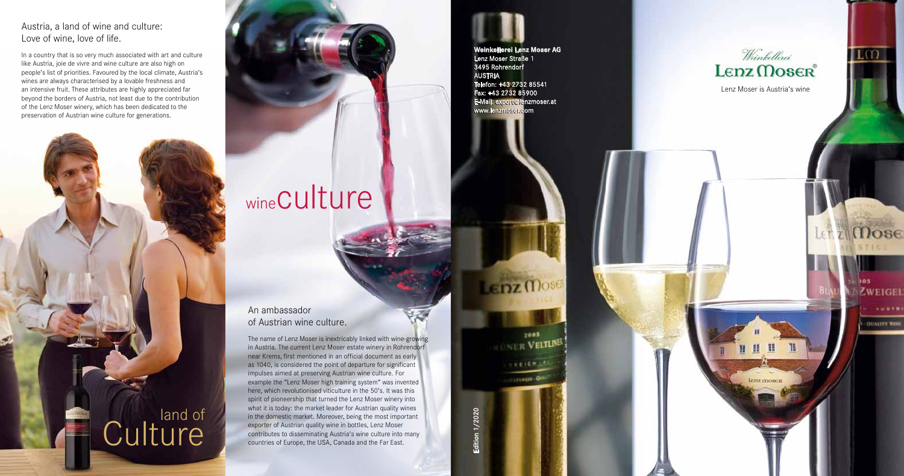## Austria, a land of wine and culture: Love of wine, love of life.

In a country that is so very much associated with art and culture like Austria, joie de vivre and wine culture are also high on people's list of priorities. Favoured by the local climate, Austria's wines are always characterised by a lovable freshness and an intensive fruit. These attributes are highly appreciated far beyond the borders of Austria, not least due to the contribution of the Lenz Moser winery, which has been dedicated to the preservation of Austrian wine culture for generations.

# land of Culture

# wine culture

## An ambassador of Austrian wine culture.

The name of Lenz Moser is inextricably linked with wine-growing in Austria. The current Lenz Moser estate winery in Rohrendorf near Krems, first mentioned in an official document as early as 1040, is considered the point of departure for significant impulses aimed at preserving Austrian wine culture. For example the "Lenz Moser high training system" was invented here, which revolutionised viticulture in the 50's. It was this spirit of pioneership that turned the Lenz Moser winery into what it is today: the market leader for Austrian quality wines in the domestic market. Moreover, being the most important exporter of Austrian quality wine in bottles, Lenz Moser contributes to disseminating Austria's wine culture into many countries of Europe, the USA, Canada and the Far East.

**Weinkellerei Lenz Moser AG**
Lenz Moser Straße 1
3495 Rohrendorf
AUSTRIA
Telefon: +43 2732 85541
Fax: +43 2732 85900
E-Mail: export@lenzmoser.at
www.lenzmoser.com

Edition 1/2020

Weinkellerei
Lenz Moser®

Lenz Moser is Austria's wine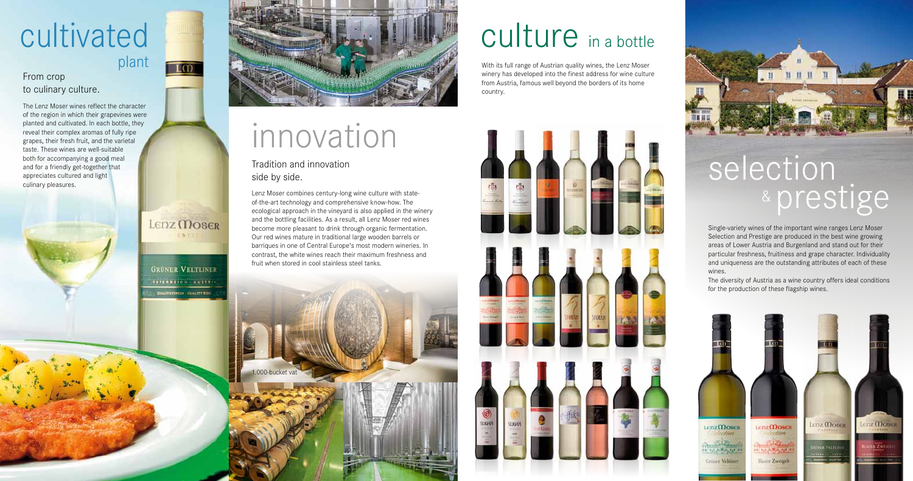# cultivated plant

## From crop to culinary culture.

The Lenz Moser wines reflect the character of the region in which their grapevines were planted and cultivated. In each bottle, they reveal their complex aromas of fully ripe grapes, their fresh fruit, and the varietal taste. These wines are well-suitable both for accompanying a good meal and for a friendly get-together that appreciates cultured and light culinary pleasures.

# innovation

## Tradition and innovation side by side.

Lenz Moser combines century-long wine culture with state-of-the-art technology and comprehensive know-how. The ecological approach in the vineyard is also applied in the winery and the bottling facilities. As a result, all Lenz Moser red wines become more pleasant to drink through organic fermentation. Our red wines mature in traditional large wooden barrels or barriques in one of Central Europe's most modern wineries. In contrast, the white wines reach their maximum freshness and fruit when stored in cool stainless steel tanks.

1.000-bucket vat

# culture in a bottle

With its full range of Austrian quality wines, the Lenz Moser winery has developed into the finest address for wine culture from Austria, famous well beyond the borders of its home country.

# selection & prestige

Single-variety wines of the important wine ranges Lenz Moser Selection and Prestige are produced in the best wine growing areas of Lower Austria and Burgenland and stand out for their particular freshness, fruitiness and grape character. Individuality and uniqueness are the outstanding attributes of each of these wines.

The diversity of Austria as a wine country offers ideal conditions for the production of these flagship wines.